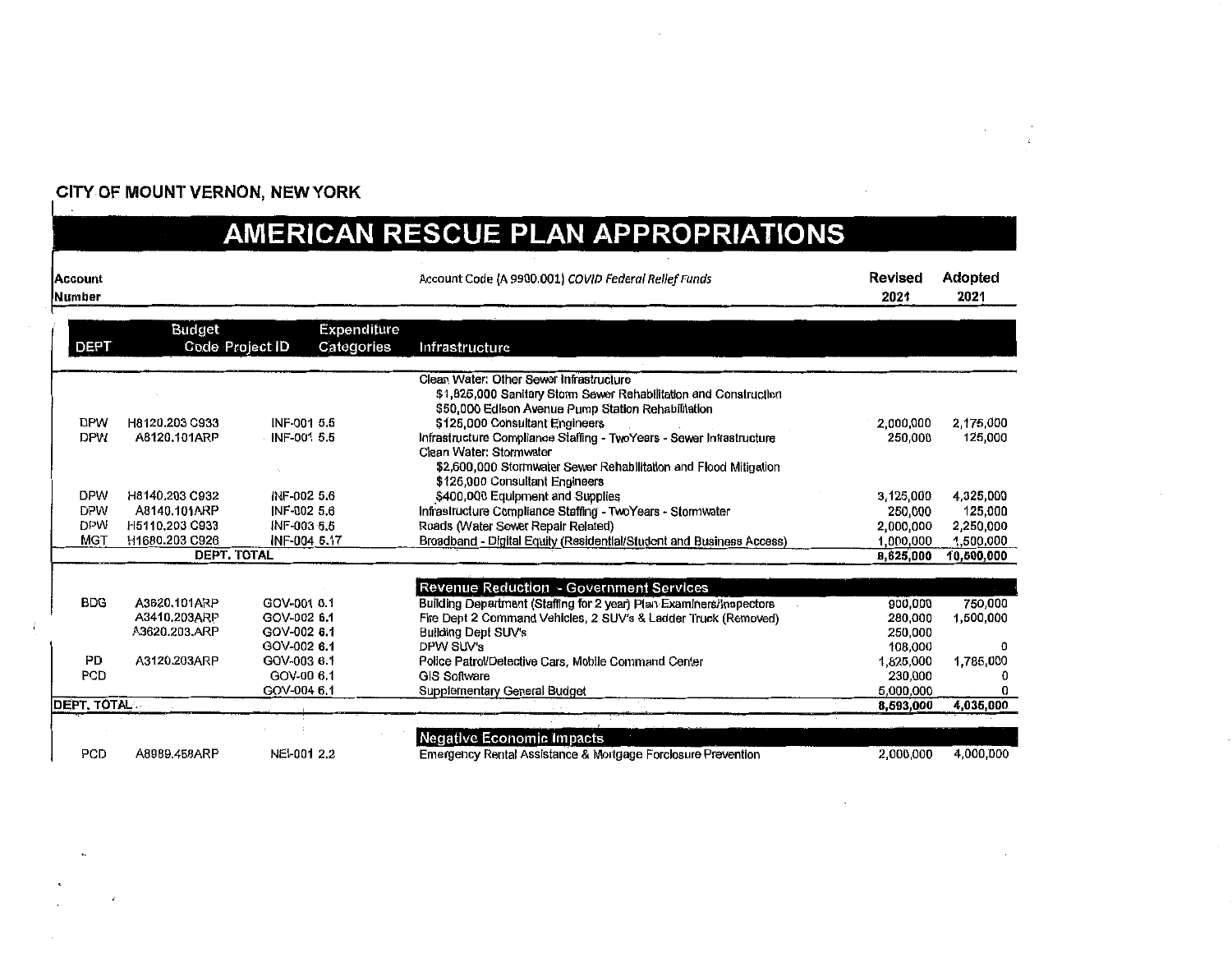**CITY OF MOUNT VERNON, NEW YORK**

# AMERICAN RESCUE PLAN APPROPRIATIONS

| Account Number | | | | Account Code (A 9900.001) *COVID Federal Relief Funds* | Revised 2021 | Adopted 2021 |
|---|---|---|---|---|---|---|
| **DEPT** | **Budget Code** | **Project ID** | **Expenditure Categories** | **Infrastructure** | | |
| | | | | Clean Water: Other Sewer Infrastructure | | |
| | | | | $1,825,000 Sanitary Storm Sewer Rehabilitation and Construction | | |
| | | | | $50,000 Edison Avenue Pump Station Rehabilitation | | |
| DPW | H8120.203 C933 | INF-001 | 5.5 | $125,000 Consultant Engineers | 2,000,000 | 2,175,000 |
| DPW | A8120.101ARP | INF-001 | 5.5 | Infrastructure Compliance Staffing - TwoYears - Sewer Infrastructure | 250,000 | 125,000 |
| | | | | Clean Water: Stormwater | | |
| | | | | $2,600,000 Stormwater Sewer Rehabilitation and Flood Mitigation | | |
| | | | | $125,000 Consultant Engineers | | |
| DPW | H8140.203 C932 | INF-002 | 5.6 | $400,000 Equipment and Supplies | 3,125,000 | 4,325,000 |
| DPW | A8140.101ARP | INF-002 | 5.6 | Infrastructure Compliance Staffing - TwoYears - Stormwater | 250,000 | 125,000 |
| DPW | H5110.203 C933 | INF-003 | 5.5 | Roads (Water Sewer Repair Related) | 2,000,000 | 2,250,000 |
| MGT | H1680.203 C926 | INF-004 | 5.17 | Broadband - Digital Equity (Residential/Student and Business Access) | 1,000,000 | 1,500,000 |
| | **DEPT. TOTAL** | | | | **8,625,000** | **10,500,000** |
| | | | | **Revenue Reduction - Government Services** | | |
| BDG | A3620.101ARP | GOV-001 | 6.1 | Building Department (Staffing for 2 year) Plan Examiners/Inspectors | 900,000 | 750,000 |
| | A3410.203ARP | GOV-002 | 6.1 | Fire Dept 2 Command Vehicles, 2 SUV's & Ladder Truck (Removed) | 280,000 | 1,500,000 |
| | A3620.203.ARP | GOV-002 | 6.1 | Building Dept SUV's | 250,000 | |
| | | GOV-002 | 6.1 | DPW SUV's | 108,000 | 0 |
| PD | A3120.203ARP | GOV-003 | 6.1 | Police Patrol/Detective Cars, Mobile Command Center | 1,825,000 | 1,785,000 |
| PCD | | GOV-00 | 6.1 | GIS Software | 230,000 | 0 |
| | | GOV-004 | 6.1 | Supplementary General Budget | 5,000,000 | 0 |
| **DEPT. TOTAL** | | | | | **8,593,000** | **4,035,000** |
| | | | | **Negative Economic Impacts** | | |
| PCD | A8989.458ARP | NEI-001 | 2.2 | Emergency Rental Assistance & Mortgage Forclosure Prevention | 2,000,000 | 4,000,000 |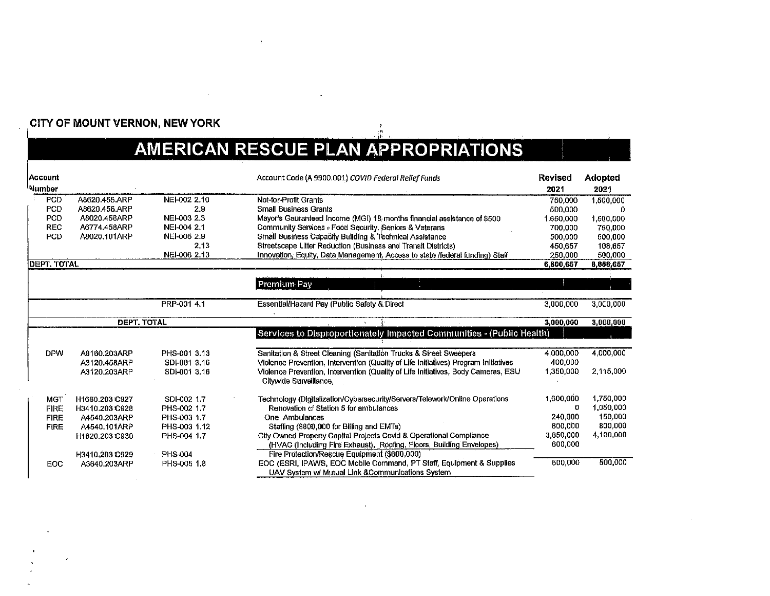CITY OF MOUNT VERNON, NEW YORK

# AMERICAN RESCUE PLAN APPROPRIATIONS

| Account Number | | | Account Code (A 9900.001) *COVID Federal Relief Funds* | Revised 2021 | Adopted 2021 |
|---|---|---|---|---|---|
| PCD | A8620.456.ARP | NEI-002 2.10 | Not-for-Profit Grants | 750,000 | 1,500,000 |
| PCD | A8620.456.ARP | 2.9 | Small Business Grants | 500,000 | 0 |
| PCD | A8020.458ARP | NEI-003 2.3 | Mayor's Gauranteed Income (MGI) 18 months financial assistance of $500 | 1,650,000 | 1,500,000 |
| REC | A6774.458ARP | NEI-004 2.1 | Community Services - Food Security, Seniors & Veterans | 700,000 | 750,000 |
| PCD | A8020.101ARP | NEI-005 2.9 | Small Business Capacity Building & Technical Assistance | 500,000 | 500,000 |
| | | 2.13 | Streetscape Litter Reduction (Business and Transit Districts) | 450,657 | 108,657 |
| | | NEI-006 2.13 | Innovation, Equity, Data Management, Access to state /federal funding) Staff | 250,000 | 500,000 |
| **DEPT. TOTAL** | | | | **6,800,657** | **8,858,657** |
| | | | **Premium Pay** | | |
| | | PRP-001 4.1 | Essential/Hazard Pay (Public Safety & Direct | 3,000,000 | 3,000,000 |
| | **DEPT. TOTAL** | | | **3,000,000** | **3,000,000** |
| | | | **Services to Disproportionately Impacted Communities - (Public Health)** | | |
| DPW | A8160.203ARP | PHS-001 3.13 | Sanitation & Street Cleaning (Sanitation Trucks & Street Sweepers | 4,000,000 | 4,000,000 |
| | A3120.458ARP | SDI-001 3.16 | Violence Prevention, Intervention (Quality of Life Initiatives) Program Initiatives | 400,000 | |
| | A3120.203ARP | SDI-001 3.16 | Violence Prevention, Intervention (Quality of Life Initiatives, Body Cameras, ESU Citywide Surveillance, | 1,350,000 | 2,115,000 |
| MGT | H1680.203 C927 | SDI-002 1.7 | Technology (Digitalization/Cybersecurity/Servers/Telework/Online Operations | 1,600,000 | 1,750,000 |
| FIRE | H3410.203 C928 | PHS-002 1.7 | Renovation of Station 5 for ambulances | 0 | 1,050,000 |
| FIRE | A4540.203ARP | PHS-003 1.7 | One Ambulances | 240,000 | 150,000 |
| FIRE | A4540.101ARP | PHS-003 1.12 | Staffing ($800,000 for Billing and EMTs) | 800,000 | 800,000 |
| | H1620.203 C930 | PHS-004 1.7 | City Owned Property Capital Projects Covid & Operational Compliance (HVAC (Including Fire Exhaust), Roofing, Floors, Building Envelopes) | 3,850,000 | 4,100,000 |
| | H3410.203 C929 | PHS-004 | Fire Protection/Rescue Equipment ($600,000) | 600,000 | |
| EOC | A3640.203ARP | PHS-005 1.8 | EOC (ESRI, IPAWS, EOC Mobile Command, PT Staff, Equipment & Supplies UAV System w/ Mutual Link &Communications System | 500,000 | 500,000 |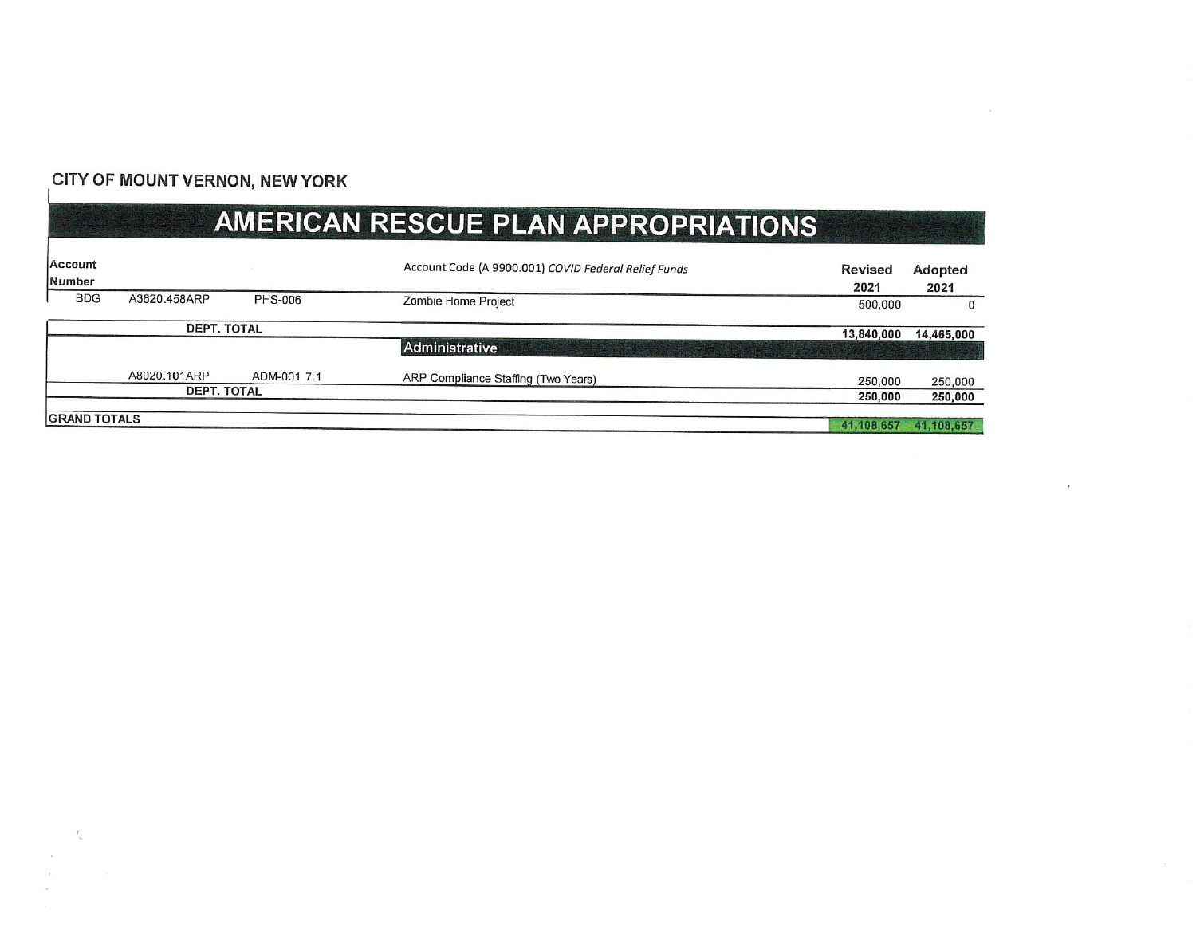CITY OF MOUNT VERNON, NEW YORK

# AMERICAN RESCUE PLAN APPROPRIATIONS

| Account Number | | | Account Code (A 9900.001) *COVID Federal Relief Funds* | Revised 2021 | Adopted 2021 |
|---|---|---|---|---|---|
| BDG | A3620.458ARP | PHS-006 | Zombie Home Project | 500,000 | 0 |
| | **DEPT. TOTAL** | | | **13,840,000** | **14,465,000** |
| | | | **Administrative** | | |
| | A8020.101ARP | ADM-001 7.1 | ARP Compliance Staffing (Two Years) | 250,000 | 250,000 |
| | **DEPT. TOTAL** | | | **250,000** | **250,000** |
| **GRAND TOTALS** | | | | 41,108,657 | 41,108,657 |